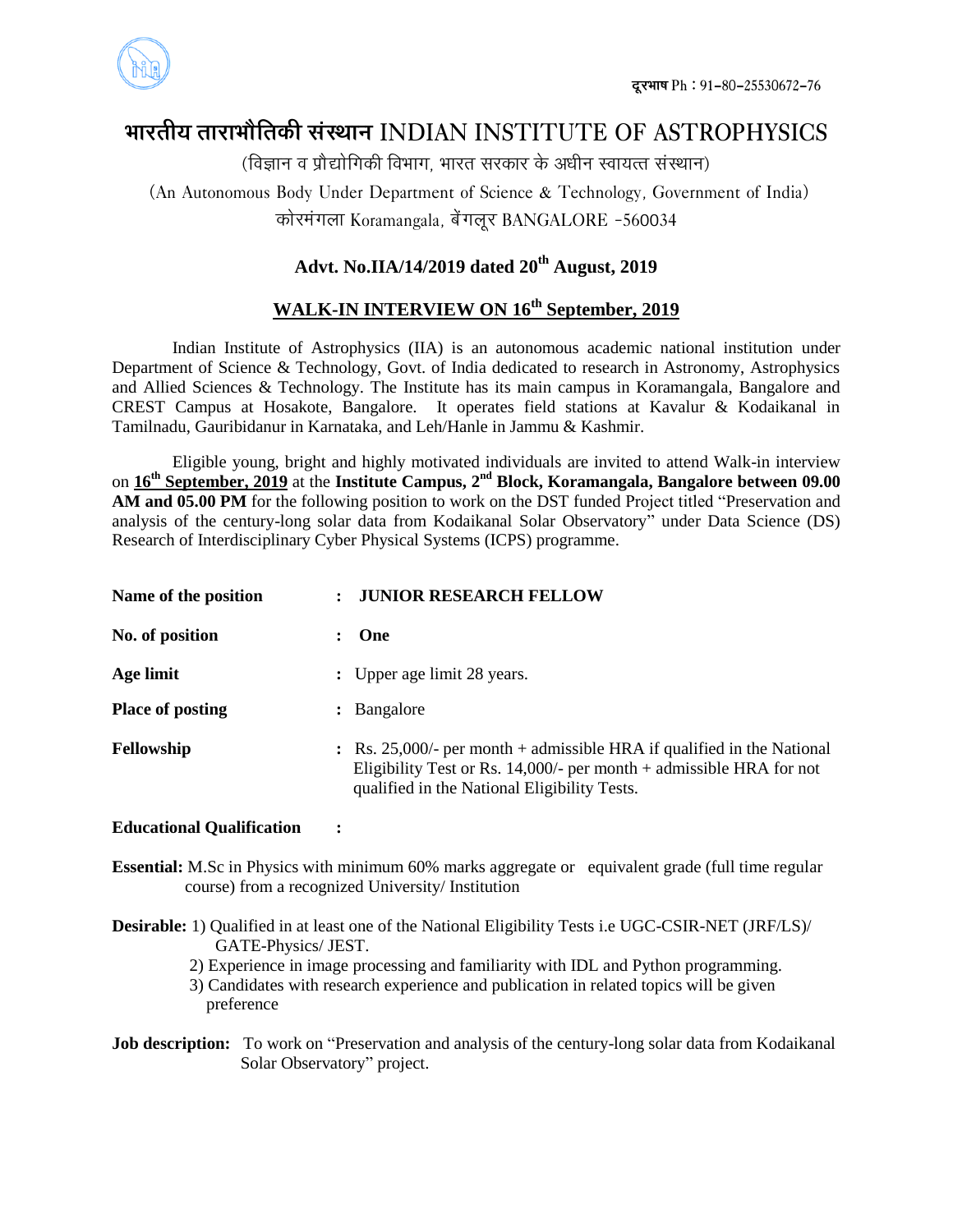दूरभाष Ph : 91-80-25530672-76

# भारतीय ताराभौतिकी संस्थान INDIAN INSTITUTE OF ASTROPHYSICS

(विज्ञान व प्रौद्योगिकी विभाग, भारत सरकार के अधीन स्वायत्त संस्थान)

(An Autonomous Body Under Department of Science & Technology, Government of India)

कोरमंगला Koramangala, बेंगलूर BANGALORE -560034

## Advt. No.IIA/14/2019 dated 20th August, 2019

## WALK-IN INTERVIEW ON 16th September, 2019

Indian Institute of Astrophysics (IIA) is an autonomous academic national institution under Department of Science & Technology, Govt. of India dedicated to research in Astronomy, Astrophysics and Allied Sciences & Technology. The Institute has its main campus in Koramangala, Bangalore and CREST Campus at Hosakote, Bangalore. It operates field stations at Kavalur & Kodaikanal in Tamilnadu, Gauribidanur in Karnataka, and Leh/Hanle in Jammu & Kashmir.

Eligible young, bright and highly motivated individuals are invited to attend Walk-in interview on **16th September, 2019** at the **Institute Campus, 2nd Block, Koramangala, Bangalore between 09.00 AM and 05.00 PM** for the following position to work on the DST funded Project titled "Preservation and analysis of the century-long solar data from Kodaikanal Solar Observatory" under Data Science (DS) Research of Interdisciplinary Cyber Physical Systems (ICPS) programme.

**Name of the position** : **JUNIOR RESEARCH FELLOW**

**No. of position** : **One**

**Age limit** : Upper age limit 28 years.

**Place of posting** : Bangalore

**Fellowship** : Rs. 25,000/- per month + admissible HRA if qualified in the National Eligibility Test or Rs. 14,000/- per month + admissible HRA for not qualified in the National Eligibility Tests.

**Educational Qualification** :

**Essential:** M.Sc in Physics with minimum 60% marks aggregate or equivalent grade (full time regular course) from a recognized University/ Institution

**Desirable:**
1) Qualified in at least one of the National Eligibility Tests i.e UGC-CSIR-NET (JRF/LS)/ GATE-Physics/ JEST.
2) Experience in image processing and familiarity with IDL and Python programming.
3) Candidates with research experience and publication in related topics will be given preference

**Job description:** To work on "Preservation and analysis of the century-long solar data from Kodaikanal Solar Observatory" project.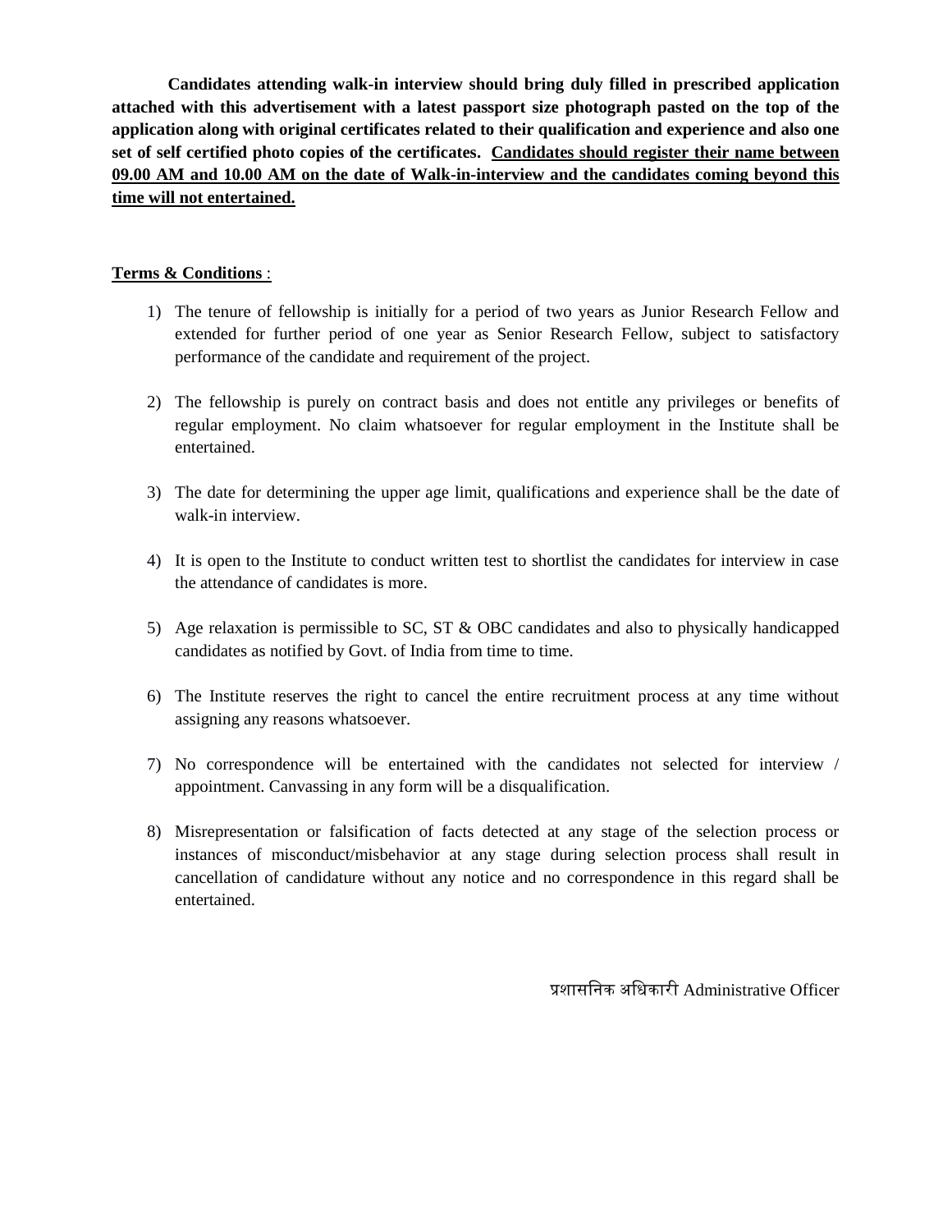**Candidates attending walk-in interview should bring duly filled in prescribed application attached with this advertisement with a latest passport size photograph pasted on the top of the application along with original certificates related to their qualification and experience and also one set of self certified photo copies of the certificates. <u>Candidates should register their name between 09.00 AM and 10.00 AM on the date of Walk-in-interview and the candidates coming beyond this time will not entertained.</u>**

<u>**Terms & Conditions**</u> :

1) The tenure of fellowship is initially for a period of two years as Junior Research Fellow and extended for further period of one year as Senior Research Fellow, subject to satisfactory performance of the candidate and requirement of the project.

2) The fellowship is purely on contract basis and does not entitle any privileges or benefits of regular employment. No claim whatsoever for regular employment in the Institute shall be entertained.

3) The date for determining the upper age limit, qualifications and experience shall be the date of walk-in interview.

4) It is open to the Institute to conduct written test to shortlist the candidates for interview in case the attendance of candidates is more.

5) Age relaxation is permissible to SC, ST & OBC candidates and also to physically handicapped candidates as notified by Govt. of India from time to time.

6) The Institute reserves the right to cancel the entire recruitment process at any time without assigning any reasons whatsoever.

7) No correspondence will be entertained with the candidates not selected for interview / appointment. Canvassing in any form will be a disqualification.

8) Misrepresentation or falsification of facts detected at any stage of the selection process or instances of misconduct/misbehavior at any stage during selection process shall result in cancellation of candidature without any notice and no correspondence in this regard shall be entertained.

प्रशासनिक अधिकारी Administrative Officer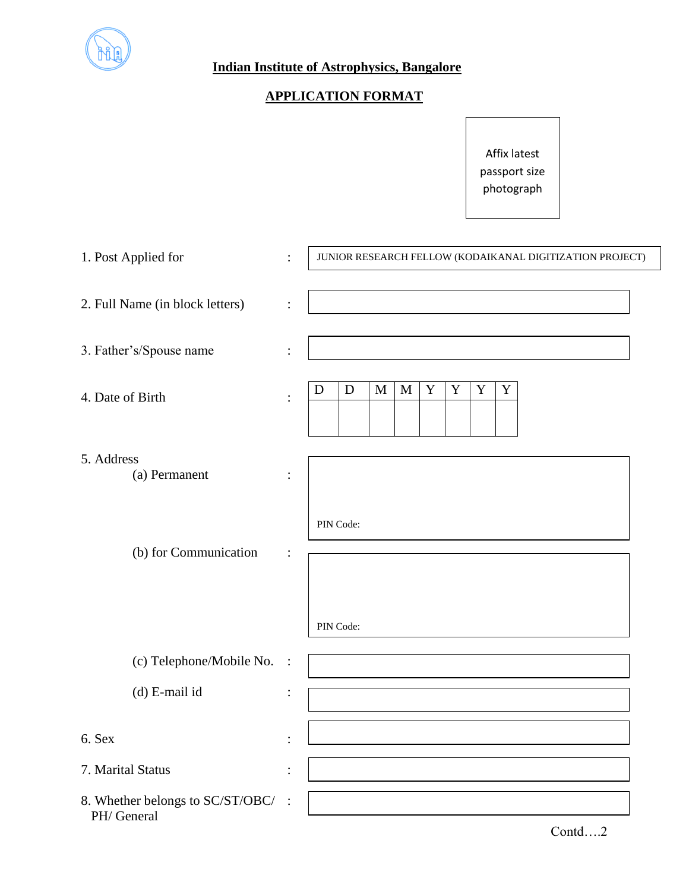**Indian Institute of Astrophysics, Bangalore**

**APPLICATION FORMAT**

Affix latest passport size photograph

1. Post Applied for : JUNIOR RESEARCH FELLOW (KODAIKANAL DIGITIZATION PROJECT)

2. Full Name (in block letters) :

3. Father's/Spouse name :

4. Date of Birth :

| D | D | M | M | Y | Y | Y | Y |
|---|---|---|---|---|---|---|---|
| | | | | | | | |

5. Address

   (a) Permanent :

   PIN Code:

   (b) for Communication :

   PIN Code:

   (c) Telephone/Mobile No. :

   (d) E-mail id :

6. Sex :

7. Marital Status :

8. Whether belongs to SC/ST/OBC/ PH/ General :

Contd….2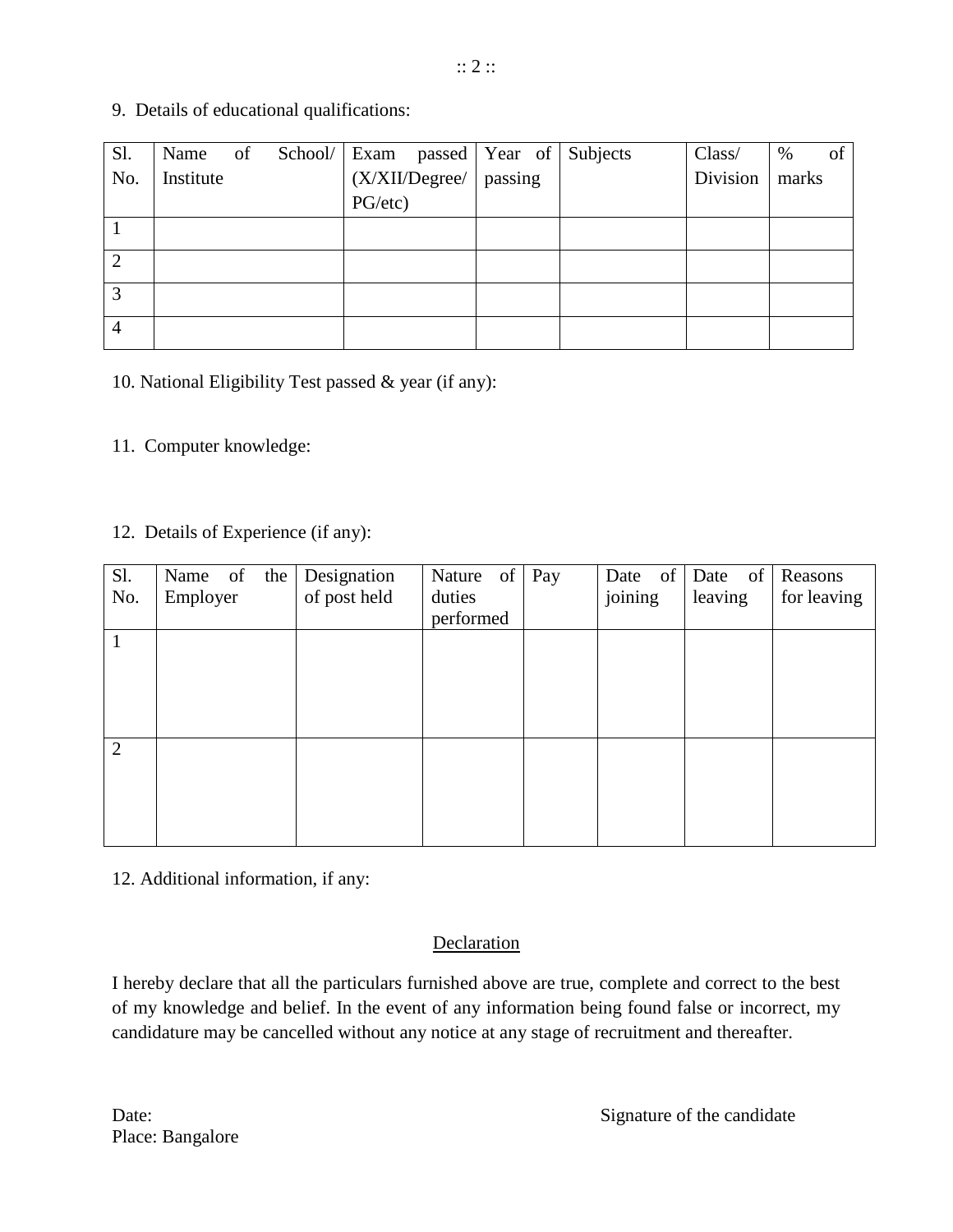9. Details of educational qualifications:

| Sl. No. | Name of School/ Institute | Exam passed (X/XII/Degree/ PG/etc) | Year of passing | Subjects | Class/ Division | % of marks |
|---|---|---|---|---|---|---|
| 1 | | | | | | |
| 2 | | | | | | |
| 3 | | | | | | |
| 4 | | | | | | |

10. National Eligibility Test passed & year (if any):

11. Computer knowledge:

12. Details of Experience (if any):

| Sl. No. | Name of the Employer | Designation of post held | Nature of duties performed | Pay | Date of joining | Date of leaving | Reasons for leaving |
|---|---|---|---|---|---|---|---|
| 1 | | | | | | | |
| 2 | | | | | | | |

12. Additional information, if any:

## Declaration

I hereby declare that all the particulars furnished above are true, complete and correct to the best of my knowledge and belief. In the event of any information being found false or incorrect, my candidature may be cancelled without any notice at any stage of recruitment and thereafter.

Date:

Place: Bangalore

Signature of the candidate